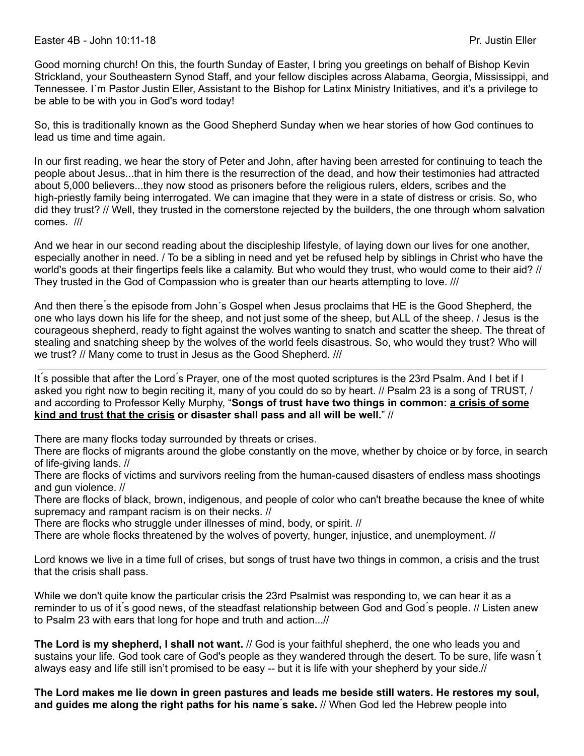Easter 4B - John 10:11-18 Pr. Justin Eller

Good morning church! On this, the fourth Sunday of Easter, I bring you greetings on behalf of Bishop Kevin Strickland, your Southeastern Synod Staff, and your fellow disciples across Alabama, Georgia, Mississippi, and Tennessee. I´m Pastor Justin Eller, Assistant to the Bishop for Latinx Ministry Initiatives, and it's a privilege to be able to be with you in God's word today!

So, this is traditionally known as the Good Shepherd Sunday when we hear stories of how God continues to lead us time and time again.

In our first reading, we hear the story of Peter and John, after having been arrested for continuing to teach the people about Jesus...that in him there is the resurrection of the dead, and how their testimonies had attracted about 5,000 believers...they now stood as prisoners before the religious rulers, elders, scribes and the high-priestly family being interrogated. We can imagine that they were in a state of distress or crisis. So, who did they trust? // Well, they trusted in the cornerstone rejected by the builders, the one through whom salvation comes. ///

And we hear in our second reading about the discipleship lifestyle, of laying down our lives for one another, especially another in need. / To be a sibling in need and yet be refused help by siblings in Christ who have the world's goods at their fingertips feels like a calamity. But who would they trust, who would come to their aid? // They trusted in the God of Compassion who is greater than our hearts attempting to love. ///

And then there´s the episode from John´s Gospel when Jesus proclaims that HE is the Good Shepherd, the one who lays down his life for the sheep, and not just some of the sheep, but ALL of the sheep. / Jesus is the courageous shepherd, ready to fight against the wolves wanting to snatch and scatter the sheep. The threat of stealing and snatching sheep by the wolves of the world feels disastrous. So, who would they trust? Who will we trust? // Many come to trust in Jesus as the Good Shepherd. ///

---

It´s possible that after the Lord´s Prayer, one of the most quoted scriptures is the 23rd Psalm. And I bet if I asked you right now to begin reciting it, many of you could do so by heart. // Psalm 23 is a song of TRUST, / and according to Professor Kelly Murphy, "**Songs of trust have two things in common: <u>a crisis of some kind and trust that the crisis</u> or disaster shall pass and all will be well.**" //

There are many flocks today surrounded by threats or crises.
There are flocks of migrants around the globe constantly on the move, whether by choice or by force, in search of life-giving lands. //
There are flocks of victims and survivors reeling from the human-caused disasters of endless mass shootings and gun violence. //
There are flocks of black, brown, indigenous, and people of color who can't breathe because the knee of white supremacy and rampant racism is on their necks. //
There are flocks who struggle under illnesses of mind, body, or spirit. //
There are whole flocks threatened by the wolves of poverty, hunger, injustice, and unemployment. //

Lord knows we live in a time full of crises, but songs of trust have two things in common, a crisis and the trust that the crisis shall pass.

While we don't quite know the particular crisis the 23rd Psalmist was responding to, we can hear it as a reminder to us of it´s good news, of the steadfast relationship between God and God´s people. // Listen anew to Psalm 23 with ears that long for hope and truth and action...//

**The Lord is my shepherd, I shall not want.** // God is your faithful shepherd, the one who leads you and sustains your life. God took care of God's people as they wandered through the desert. To be sure, life wasn´t always easy and life still isn't promised to be easy -- but it is life with your shepherd by your side.//

**The Lord makes me lie down in green pastures and leads me beside still waters. He restores my soul, and guides me along the right paths for his name´s sake.** // When God led the Hebrew people into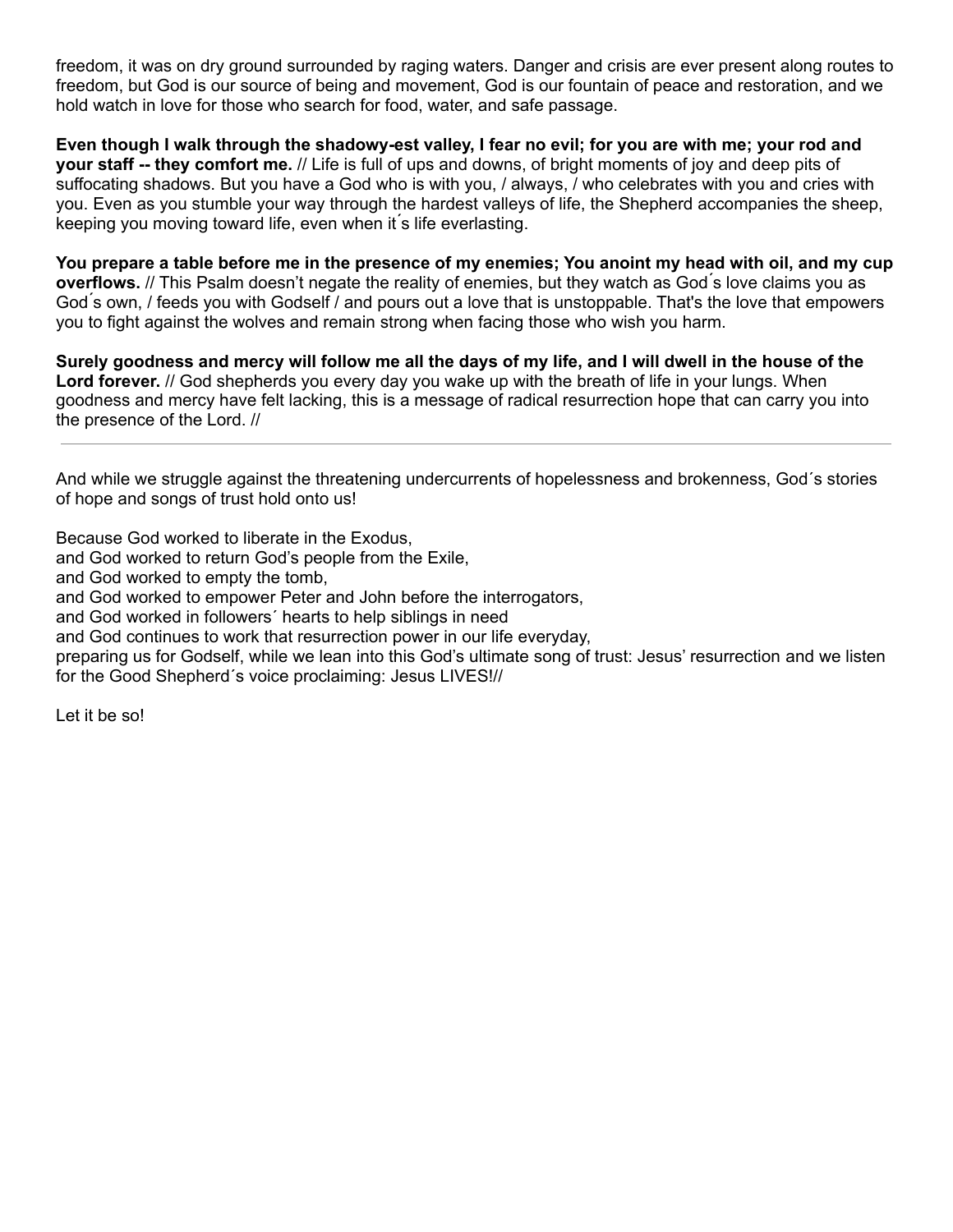freedom, it was on dry ground surrounded by raging waters. Danger and crisis are ever present along routes to freedom, but God is our source of being and movement, God is our fountain of peace and restoration, and we hold watch in love for those who search for food, water, and safe passage.

**Even though I walk through the shadowy-est valley, I fear no evil; for you are with me; your rod and your staff -- they comfort me.** // Life is full of ups and downs, of bright moments of joy and deep pits of suffocating shadows. But you have a God who is with you, / always, / who celebrates with you and cries with you. Even as you stumble your way through the hardest valleys of life, the Shepherd accompanies the sheep, keeping you moving toward life, even when it´s life everlasting.

**You prepare a table before me in the presence of my enemies; You anoint my head with oil, and my cup overflows.** // This Psalm doesn't negate the reality of enemies, but they watch as God´s love claims you as God´s own, / feeds you with Godself / and pours out a love that is unstoppable. That's the love that empowers you to fight against the wolves and remain strong when facing those who wish you harm.

**Surely goodness and mercy will follow me all the days of my life, and I will dwell in the house of the Lord forever.** // God shepherds you every day you wake up with the breath of life in your lungs. When goodness and mercy have felt lacking, this is a message of radical resurrection hope that can carry you into the presence of the Lord. //

---

And while we struggle against the threatening undercurrents of hopelessness and brokenness, God´s stories of hope and songs of trust hold onto us!

Because God worked to liberate in the Exodus,
and God worked to return God's people from the Exile,
and God worked to empty the tomb,
and God worked to empower Peter and John before the interrogators,
and God worked in followers´ hearts to help siblings in need
and God continues to work that resurrection power in our life everyday,
preparing us for Godself, while we lean into this God's ultimate song of trust: Jesus' resurrection and we listen for the Good Shepherd´s voice proclaiming: Jesus LIVES!//

Let it be so!